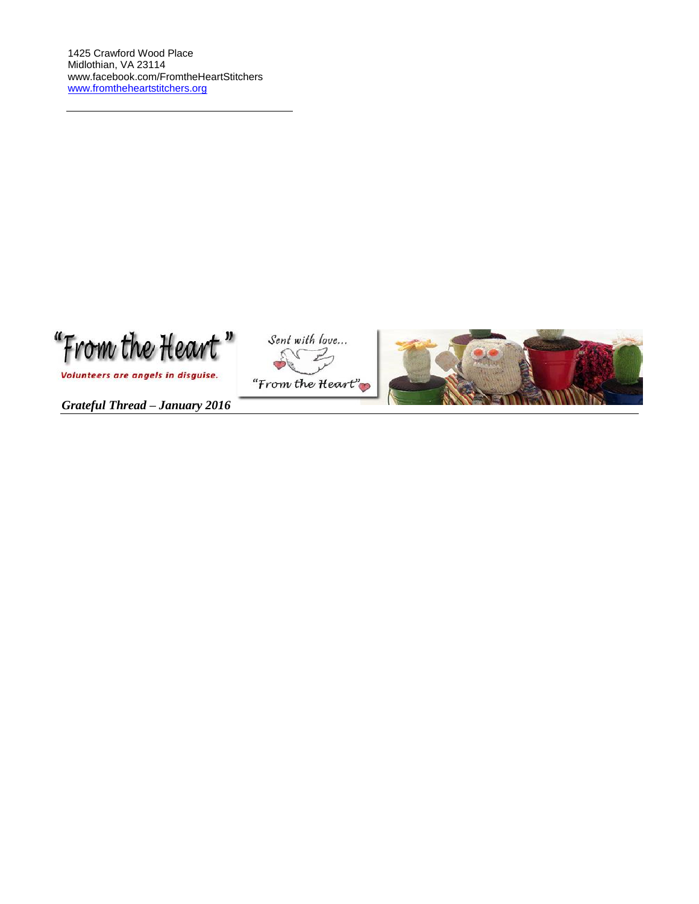1425 Crawford Wood Place
Midlothian, VA 23114
www.facebook.com/FromtheHeartStitchers
www.fromtheheartstitchers.org

"From the Heart"

Volunteers are angels in disguise.

Sent with love...

"From the Heart"

*Grateful Thread – January 2016*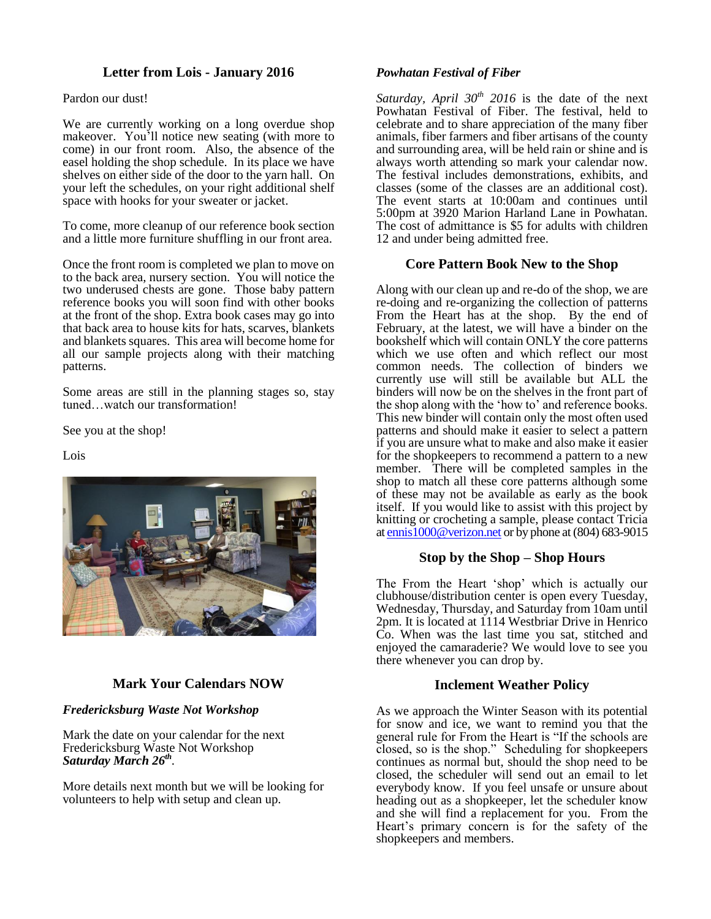## Letter from Lois - January 2016

Pardon our dust!

We are currently working on a long overdue shop makeover. You'll notice new seating (with more to come) in our front room. Also, the absence of the easel holding the shop schedule. In its place we have shelves on either side of the door to the yarn hall. On your left the schedules, on your right additional shelf space with hooks for your sweater or jacket.

To come, more cleanup of our reference book section and a little more furniture shuffling in our front area.

Once the front room is completed we plan to move on to the back area, nursery section. You will notice the two underused chests are gone. Those baby pattern reference books you will soon find with other books at the front of the shop. Extra book cases may go into that back area to house kits for hats, scarves, blankets and blankets squares. This area will become home for all our sample projects along with their matching patterns.

Some areas are still in the planning stages so, stay tuned…watch our transformation!

See you at the shop!

Lois

## Mark Your Calendars NOW

***Fredericksburg Waste Not Workshop***

Mark the date on your calendar for the next Fredericksburg Waste Not Workshop ***Saturday March 26th***.

More details next month but we will be looking for volunteers to help with setup and clean up.

***Powhatan Festival of Fiber***

*Saturday, April 30th 2016* is the date of the next Powhatan Festival of Fiber. The festival, held to celebrate and to share appreciation of the many fiber animals, fiber farmers and fiber artisans of the county and surrounding area, will be held rain or shine and is always worth attending so mark your calendar now. The festival includes demonstrations, exhibits, and classes (some of the classes are an additional cost). The event starts at 10:00am and continues until 5:00pm at 3920 Marion Harland Lane in Powhatan. The cost of admittance is $5 for adults with children 12 and under being admitted free.

## Core Pattern Book New to the Shop

Along with our clean up and re-do of the shop, we are re-doing and re-organizing the collection of patterns From the Heart has at the shop. By the end of February, at the latest, we will have a binder on the bookshelf which will contain ONLY the core patterns which we use often and which reflect our most common needs. The collection of binders we currently use will still be available but ALL the binders will now be on the shelves in the front part of the shop along with the 'how to' and reference books. This new binder will contain only the most often used patterns and should make it easier to select a pattern if you are unsure what to make and also make it easier for the shopkeepers to recommend a pattern to a new member. There will be completed samples in the shop to match all these core patterns although some of these may not be available as early as the book itself. If you would like to assist with this project by knitting or crocheting a sample, please contact Tricia at ennis1000@verizon.net or by phone at (804) 683-9015

## Stop by the Shop – Shop Hours

The From the Heart 'shop' which is actually our clubhouse/distribution center is open every Tuesday, Wednesday, Thursday, and Saturday from 10am until 2pm. It is located at 1114 Westbriar Drive in Henrico Co. When was the last time you sat, stitched and enjoyed the camaraderie? We would love to see you there whenever you can drop by.

## Inclement Weather Policy

As we approach the Winter Season with its potential for snow and ice, we want to remind you that the general rule for From the Heart is "If the schools are closed, so is the shop." Scheduling for shopkeepers continues as normal but, should the shop need to be closed, the scheduler will send out an email to let everybody know. If you feel unsafe or unsure about heading out as a shopkeeper, let the scheduler know and she will find a replacement for you. From the Heart's primary concern is for the safety of the shopkeepers and members.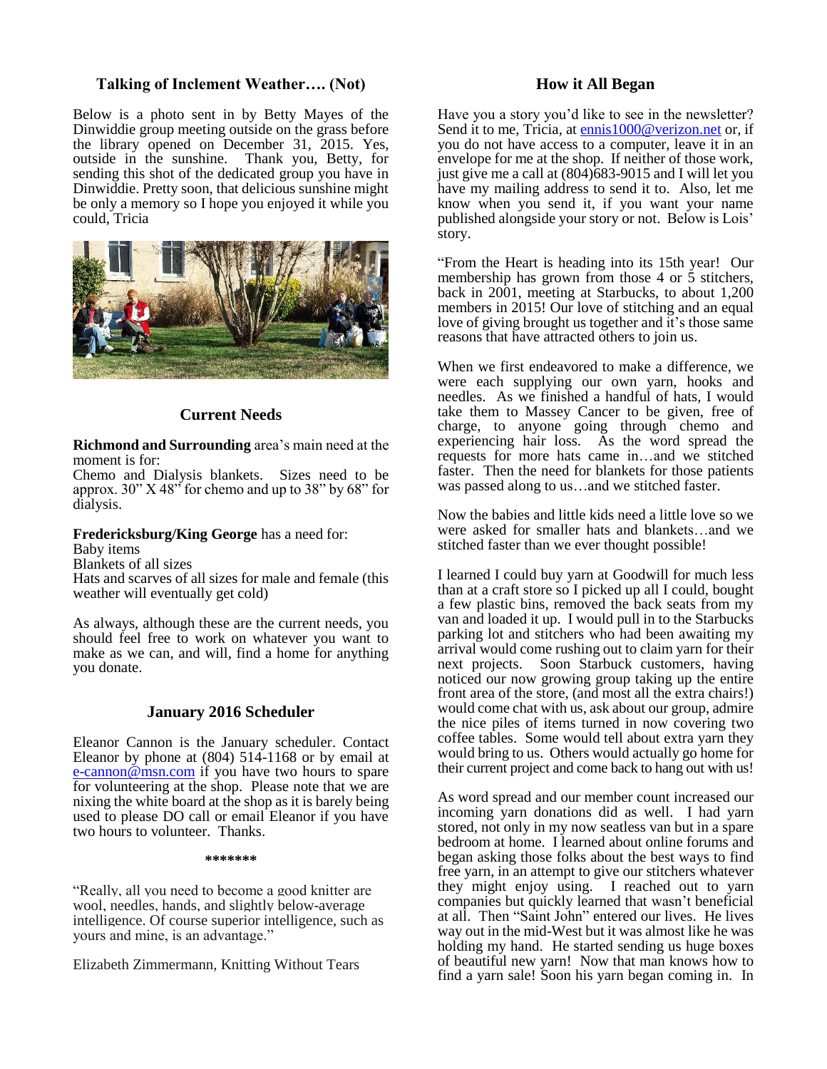### Talking of Inclement Weather…. (Not)

Below is a photo sent in by Betty Mayes of the Dinwiddie group meeting outside on the grass before the library opened on December 31, 2015. Yes, outside in the sunshine. Thank you, Betty, for sending this shot of the dedicated group you have in Dinwiddie. Pretty soon, that delicious sunshine might be only a memory so I hope you enjoyed it while you could, Tricia

### Current Needs

**Richmond and Surrounding** area's main need at the moment is for:
Chemo and Dialysis blankets. Sizes need to be approx. 30" X 48" for chemo and up to 38" by 68" for dialysis.

**Fredericksburg/King George** has a need for:
Baby items
Blankets of all sizes
Hats and scarves of all sizes for male and female (this weather will eventually get cold)

As always, although these are the current needs, you should feel free to work on whatever you want to make as we can, and will, find a home for anything you donate.

### January 2016 Scheduler

Eleanor Cannon is the January scheduler. Contact Eleanor by phone at (804) 514-1168 or by email at e-cannon@msn.com if you have two hours to spare for volunteering at the shop. Please note that we are nixing the white board at the shop as it is barely being used to please DO call or email Eleanor if you have two hours to volunteer. Thanks.

*******

"Really, all you need to become a good knitter are wool, needles, hands, and slightly below-average intelligence. Of course superior intelligence, such as yours and mine, is an advantage."

Elizabeth Zimmermann, Knitting Without Tears

### How it All Began

Have you a story you'd like to see in the newsletter? Send it to me, Tricia, at ennis1000@verizon.net or, if you do not have access to a computer, leave it in an envelope for me at the shop. If neither of those work, just give me a call at (804)683-9015 and I will let you have my mailing address to send it to. Also, let me know when you send it, if you want your name published alongside your story or not. Below is Lois' story.

"From the Heart is heading into its 15th year! Our membership has grown from those 4 or 5 stitchers, back in 2001, meeting at Starbucks, to about 1,200 members in 2015! Our love of stitching and an equal love of giving brought us together and it's those same reasons that have attracted others to join us.

When we first endeavored to make a difference, we were each supplying our own yarn, hooks and needles. As we finished a handful of hats, I would take them to Massey Cancer to be given, free of charge, to anyone going through chemo and experiencing hair loss. As the word spread the requests for more hats came in…and we stitched faster. Then the need for blankets for those patients was passed along to us…and we stitched faster.

Now the babies and little kids need a little love so we were asked for smaller hats and blankets…and we stitched faster than we ever thought possible!

I learned I could buy yarn at Goodwill for much less than at a craft store so I picked up all I could, bought a few plastic bins, removed the back seats from my van and loaded it up. I would pull in to the Starbucks parking lot and stitchers who had been awaiting my arrival would come rushing out to claim yarn for their next projects. Soon Starbuck customers, having noticed our now growing group taking up the entire front area of the store, (and most all the extra chairs!) would come chat with us, ask about our group, admire the nice piles of items turned in now covering two coffee tables. Some would tell about extra yarn they would bring to us. Others would actually go home for their current project and come back to hang out with us!

As word spread and our member count increased our incoming yarn donations did as well. I had yarn stored, not only in my now seatless van but in a spare bedroom at home. I learned about online forums and began asking those folks about the best ways to find free yarn, in an attempt to give our stitchers whatever they might enjoy using. I reached out to yarn companies but quickly learned that wasn't beneficial at all. Then "Saint John" entered our lives. He lives way out in the mid-West but it was almost like he was holding my hand. He started sending us huge boxes of beautiful new yarn! Now that man knows how to find a yarn sale! Soon his yarn began coming in. In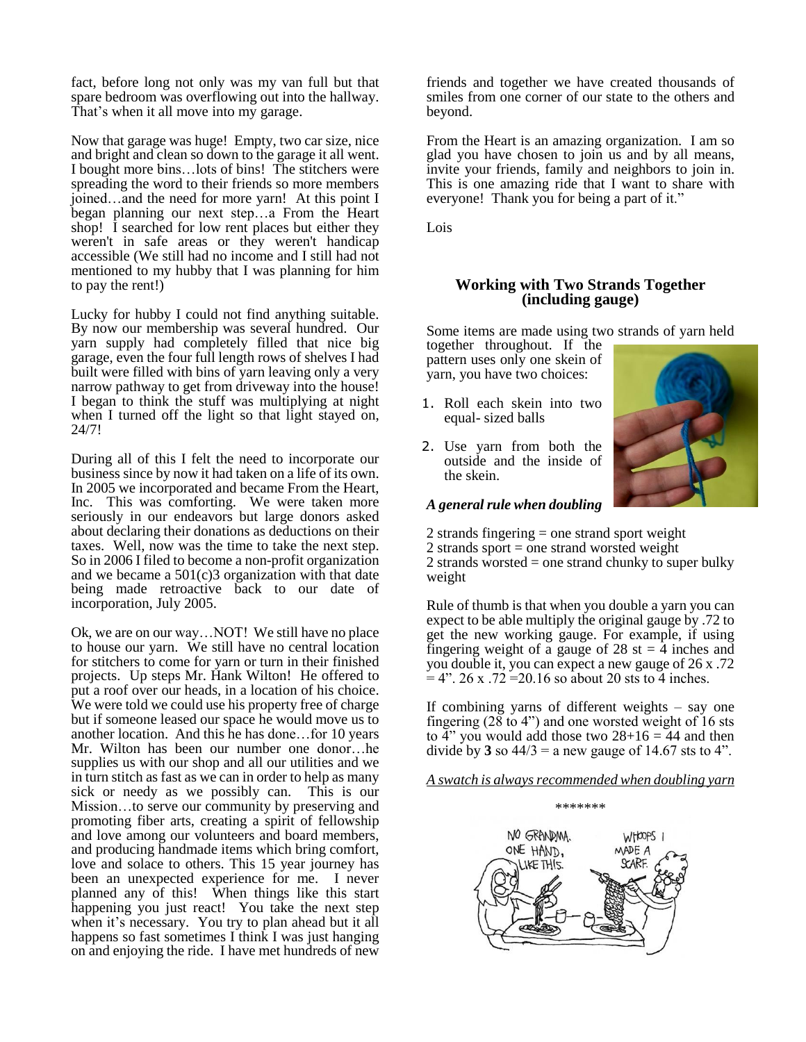fact, before long not only was my van full but that spare bedroom was overflowing out into the hallway. That's when it all move into my garage.

Now that garage was huge! Empty, two car size, nice and bright and clean so down to the garage it all went. I bought more bins…lots of bins! The stitchers were spreading the word to their friends so more members joined…and the need for more yarn! At this point I began planning our next step…a From the Heart shop! I searched for low rent places but either they weren't in safe areas or they weren't handicap accessible (We still had no income and I still had not mentioned to my hubby that I was planning for him to pay the rent!)

Lucky for hubby I could not find anything suitable. By now our membership was several hundred. Our yarn supply had completely filled that nice big garage, even the four full length rows of shelves I had built were filled with bins of yarn leaving only a very narrow pathway to get from driveway into the house! I began to think the stuff was multiplying at night when I turned off the light so that light stayed on, 24/7!

During all of this I felt the need to incorporate our business since by now it had taken on a life of its own. In 2005 we incorporated and became From the Heart, Inc. This was comforting. We were taken more seriously in our endeavors but large donors asked about declaring their donations as deductions on their taxes. Well, now was the time to take the next step. So in 2006 I filed to become a non-profit organization and we became a 501(c)3 organization with that date being made retroactive back to our date of incorporation, July 2005.

Ok, we are on our way…NOT! We still have no place to house our yarn. We still have no central location for stitchers to come for yarn or turn in their finished projects. Up steps Mr. Hank Wilton! He offered to put a roof over our heads, in a location of his choice. We were told we could use his property free of charge but if someone leased our space he would move us to another location. And this he has done…for 10 years Mr. Wilton has been our number one donor…he supplies us with our shop and all our utilities and we in turn stitch as fast as we can in order to help as many sick or needy as we possibly can. This is our Mission…to serve our community by preserving and promoting fiber arts, creating a spirit of fellowship and love among our volunteers and board members, and producing handmade items which bring comfort, love and solace to others. This 15 year journey has been an unexpected experience for me. I never planned any of this! When things like this start happening you just react! You take the next step when it's necessary. You try to plan ahead but it all happens so fast sometimes I think I was just hanging on and enjoying the ride. I have met hundreds of new friends and together we have created thousands of smiles from one corner of our state to the others and beyond.

From the Heart is an amazing organization. I am so glad you have chosen to join us and by all means, invite your friends, family and neighbors to join in. This is one amazing ride that I want to share with everyone! Thank you for being a part of it."

Lois

## Working with Two Strands Together (including gauge)

Some items are made using two strands of yarn held together throughout. If the pattern uses only one skein of yarn, you have two choices:

1. Roll each skein into two equal- sized balls
2. Use yarn from both the outside and the inside of the skein.

***A general rule when doubling***

2 strands fingering = one strand sport weight
2 strands sport = one strand worsted weight
2 strands worsted = one strand chunky to super bulky weight

Rule of thumb is that when you double a yarn you can expect to be able multiply the original gauge by .72 to get the new working gauge. For example, if using fingering weight of a gauge of 28 st = 4 inches and you double it, you can expect a new gauge of 26 x .72 = 4". 26 x .72 =20.16 so about 20 sts to 4 inches.

If combining yarns of different weights – say one fingering (28 to 4") and one worsted weight of 16 sts to 4" you would add those two 28+16 = 44 and then divide by **3** so 44/3 = a new gauge of 14.67 sts to 4".

_A swatch is always recommended when doubling yarn_

\*\*\*\*\*\*\*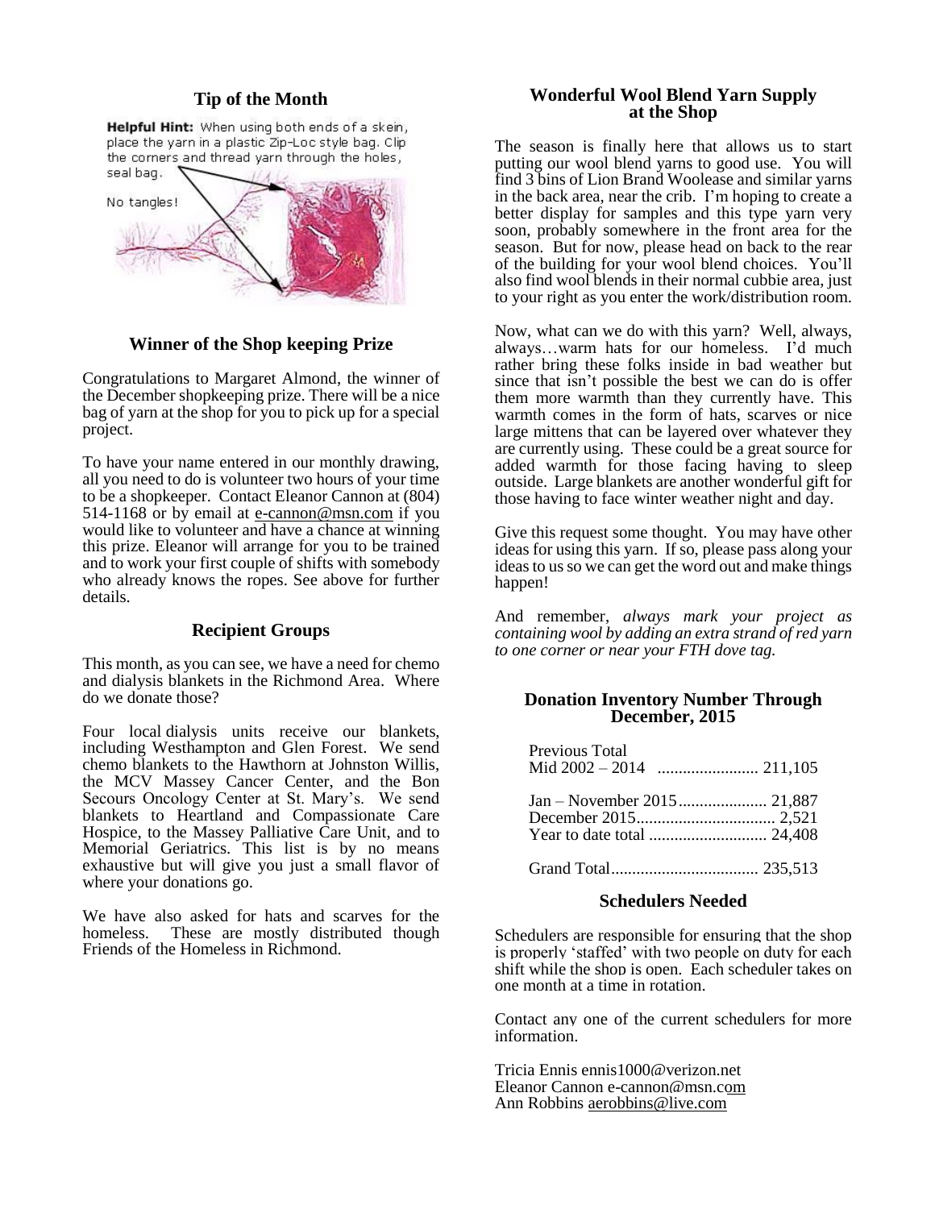## Tip of the Month

Helpful Hint: When using both ends of a skein, place the yarn in a plastic Zip-Loc style bag. Clip the corners and thread yarn through the holes, seal bag.

No tangles!

## Winner of the Shop keeping Prize

Congratulations to Margaret Almond, the winner of the December shopkeeping prize. There will be a nice bag of yarn at the shop for you to pick up for a special project.

To have your name entered in our monthly drawing, all you need to do is volunteer two hours of your time to be a shopkeeper. Contact Eleanor Cannon at (804) 514-1168 or by email at e-cannon@msn.com if you would like to volunteer and have a chance at winning this prize. Eleanor will arrange for you to be trained and to work your first couple of shifts with somebody who already knows the ropes. See above for further details.

## Recipient Groups

This month, as you can see, we have a need for chemo and dialysis blankets in the Richmond Area. Where do we donate those?

Four local dialysis units receive our blankets, including Westhampton and Glen Forest. We send chemo blankets to the Hawthorn at Johnston Willis, the MCV Massey Cancer Center, and the Bon Secours Oncology Center at St. Mary's. We send blankets to Heartland and Compassionate Care Hospice, to the Massey Palliative Care Unit, and to Memorial Geriatrics. This list is by no means exhaustive but will give you just a small flavor of where your donations go.

We have also asked for hats and scarves for the homeless. These are mostly distributed though Friends of the Homeless in Richmond.

## Wonderful Wool Blend Yarn Supply at the Shop

The season is finally here that allows us to start putting our wool blend yarns to good use. You will find 3 bins of Lion Brand Woolease and similar yarns in the back area, near the crib. I'm hoping to create a better display for samples and this type yarn very soon, probably somewhere in the front area for the season. But for now, please head on back to the rear of the building for your wool blend choices. You'll also find wool blends in their normal cubbie area, just to your right as you enter the work/distribution room.

Now, what can we do with this yarn? Well, always, always…warm hats for our homeless. I'd much rather bring these folks inside in bad weather but since that isn't possible the best we can do is offer them more warmth than they currently have. This warmth comes in the form of hats, scarves or nice large mittens that can be layered over whatever they are currently using. These could be a great source for added warmth for those facing having to sleep outside. Large blankets are another wonderful gift for those having to face winter weather night and day.

Give this request some thought. You may have other ideas for using this yarn. If so, please pass along your ideas to us so we can get the word out and make things happen!

And remember, *always mark your project as containing wool by adding an extra strand of red yarn to one corner or near your FTH dove tag.*

## Donation Inventory Number Through December, 2015

Previous Total
Mid 2002 – 2014 ........................ 211,105

Jan – November 2015..................... 21,887
December 2015................................ 2,521
Year to date total ............................ 24,408

Grand Total.................................. 235,513

## Schedulers Needed

Schedulers are responsible for ensuring that the shop is properly 'staffed' with two people on duty for each shift while the shop is open. Each scheduler takes on one month at a time in rotation.

Contact any one of the current schedulers for more information.

Tricia Ennis ennis1000@verizon.net
Eleanor Cannon e-cannon@msn.com
Ann Robbins aerobbins@live.com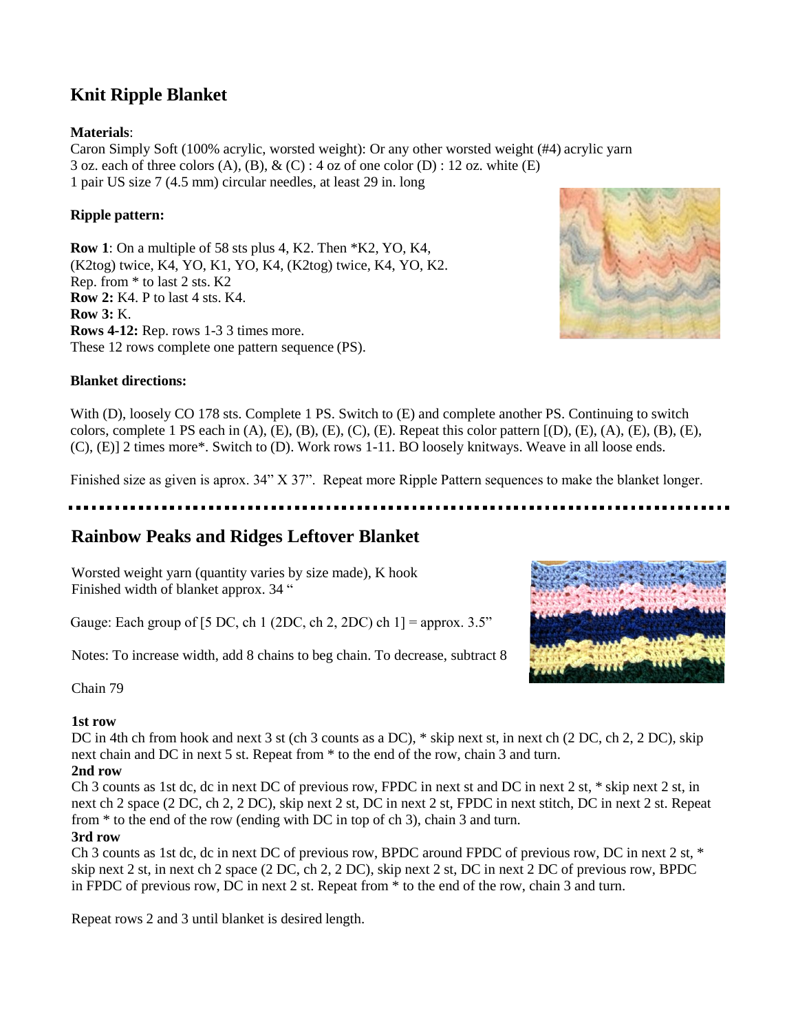## Knit Ripple Blanket

**Materials**:
Caron Simply Soft (100% acrylic, worsted weight): Or any other worsted weight (#4) acrylic yarn
3 oz. each of three colors (A), (B), & (C) : 4 oz of one color (D) : 12 oz. white (E)
1 pair US size 7 (4.5 mm) circular needles, at least 29 in. long

**Ripple pattern:**

**Row 1**: On a multiple of 58 sts plus 4, K2. Then *K2, YO, K4, (K2tog) twice, K4, YO, K1, YO, K4, (K2tog) twice, K4, YO, K2. Rep. from * to last 2 sts. K2
**Row 2:** K4. P to last 4 sts. K4.
**Row 3:** K.
**Rows 4-12:** Rep. rows 1-3 3 times more.
These 12 rows complete one pattern sequence (PS).

**Blanket directions:**

With (D), loosely CO 178 sts. Complete 1 PS. Switch to (E) and complete another PS. Continuing to switch colors, complete 1 PS each in (A), (E), (B), (E), (C), (E). Repeat this color pattern [(D), (E), (A), (E), (B), (E), (C), (E)] 2 times more*. Switch to (D). Work rows 1-11. BO loosely knitways. Weave in all loose ends.

Finished size as given is aprox. 34" X 37". Repeat more Ripple Pattern sequences to make the blanket longer.

---

## Rainbow Peaks and Ridges Leftover Blanket

Worsted weight yarn (quantity varies by size made), K hook
Finished width of blanket approx. 34 "

Gauge: Each group of [5 DC, ch 1 (2DC, ch 2, 2DC) ch 1] = approx. 3.5"

Notes: To increase width, add 8 chains to beg chain. To decrease, subtract 8

Chain 79

**1st row**
DC in 4th ch from hook and next 3 st (ch 3 counts as a DC), * skip next st, in next ch (2 DC, ch 2, 2 DC), skip next chain and DC in next 5 st. Repeat from * to the end of the row, chain 3 and turn.

**2nd row**
Ch 3 counts as 1st dc, dc in next DC of previous row, FPDC in next st and DC in next 2 st, * skip next 2 st, in next ch 2 space (2 DC, ch 2, 2 DC), skip next 2 st, DC in next 2 st, FPDC in next stitch, DC in next 2 st. Repeat from * to the end of the row (ending with DC in top of ch 3), chain 3 and turn.

**3rd row**
Ch 3 counts as 1st dc, dc in next DC of previous row, BPDC around FPDC of previous row, DC in next 2 st, * skip next 2 st, in next ch 2 space (2 DC, ch 2, 2 DC), skip next 2 st, DC in next 2 DC of previous row, BPDC in FPDC of previous row, DC in next 2 st. Repeat from * to the end of the row, chain 3 and turn.

Repeat rows 2 and 3 until blanket is desired length.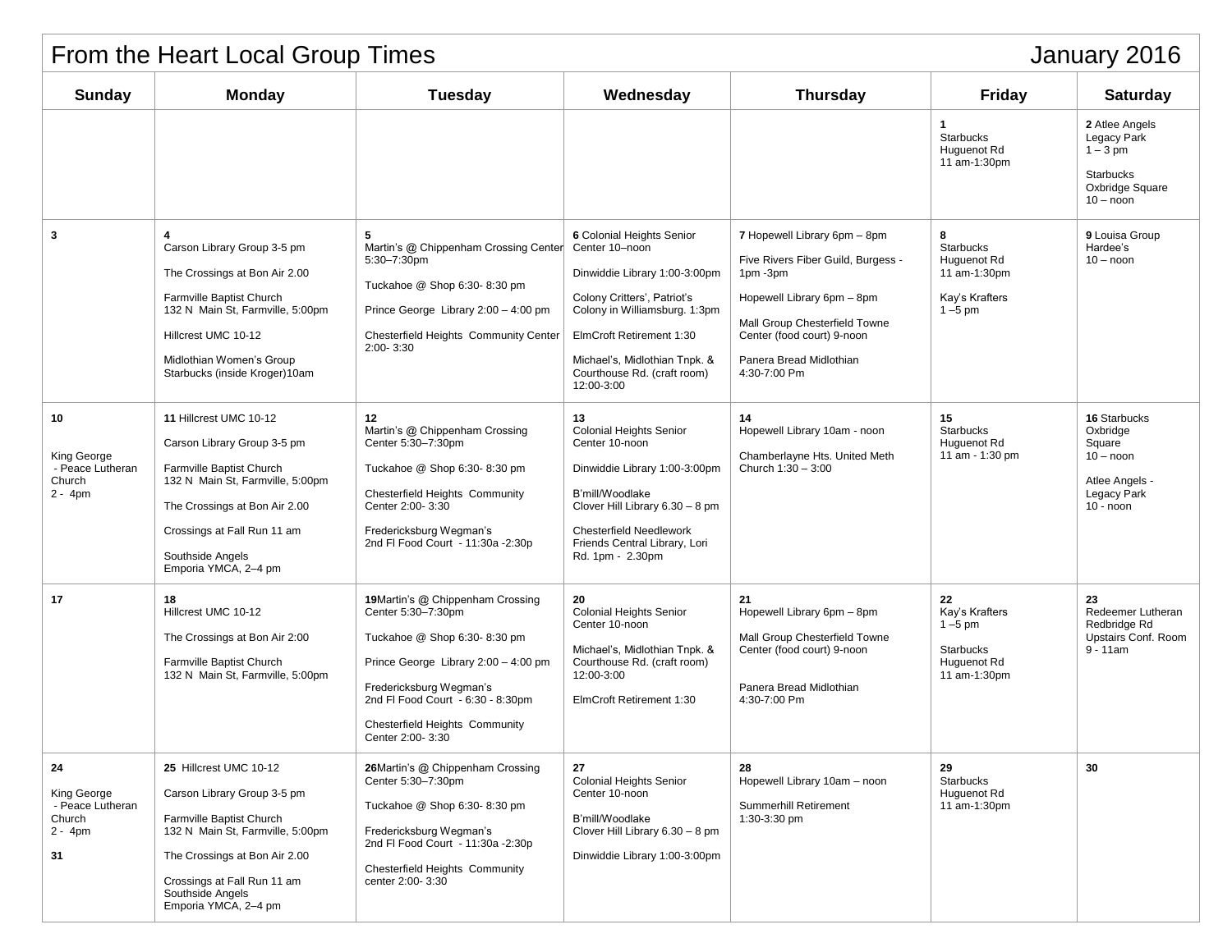# From the Heart Local Group Times — January 2016

| Sunday | Monday | Tuesday | Wednesday | Thursday | Friday | Saturday |
|---|---|---|---|---|---|---|
| | | | | | **1** Starbucks Huguenot Rd 11 am-1:30pm | **2** Atlee Angels Legacy Park 1 – 3 pm<br><br>Starbucks Oxbridge Square 10 – noon |
| **3** | **4** Carson Library Group 3-5 pm<br><br>The Crossings at Bon Air 2.00<br><br>Farmville Baptist Church 132 N Main St, Farmville, 5:00pm<br><br>Hillcrest UMC 10-12<br><br>Midlothian Women's Group Starbucks (inside Kroger)10am | **5** Martin's @ Chippenham Crossing Center 5:30–7:30pm<br><br>Tuckahoe @ Shop 6:30- 8:30 pm<br><br>Prince George Library 2:00 – 4:00 pm<br><br>Chesterfield Heights Community Center 2:00- 3:30 | **6** Colonial Heights Senior Center 10–noon<br><br>Dinwiddie Library 1:00-3:00pm<br><br>Colony Critters', Patriot's Colony in Williamsburg. 1:3pm<br><br>ElmCroft Retirement 1:30<br><br>Michael's, Midlothian Tnpk. & Courthouse Rd. (craft room) 12:00-3:00 | **7** Hopewell Library 6pm – 8pm<br><br>Five Rivers Fiber Guild, Burgess - 1pm -3pm<br><br>Hopewell Library 6pm – 8pm<br><br>Mall Group Chesterfield Towne Center (food court) 9-noon<br><br>Panera Bread Midlothian 4:30-7:00 Pm | **8** Starbucks Huguenot Rd 11 am-1:30pm<br><br>Kay's Krafters 1 –5 pm | **9** Louisa Group Hardee's 10 – noon |
| **10**<br><br>King George - Peace Lutheran Church 2 - 4pm | **11** Hillcrest UMC 10-12<br><br>Carson Library Group 3-5 pm<br><br>Farmville Baptist Church 132 N Main St, Farmville, 5:00pm<br><br>The Crossings at Bon Air 2.00<br><br>Crossings at Fall Run 11 am<br><br>Southside Angels Emporia YMCA, 2–4 pm | **12** Martin's @ Chippenham Crossing Center 5:30–7:30pm<br><br>Tuckahoe @ Shop 6:30- 8:30 pm<br><br>Chesterfield Heights Community Center 2:00- 3:30<br><br>Fredericksburg Wegman's 2nd Fl Food Court - 11:30a -2:30p | **13** Colonial Heights Senior Center 10-noon<br><br>Dinwiddie Library 1:00-3:00pm<br><br>B'mill/Woodlake Clover Hill Library 6.30 – 8 pm<br><br>Chesterfield Needlework Friends Central Library, Lori Rd. 1pm - 2.30pm | **14** Hopewell Library 10am - noon<br><br>Chamberlayne Hts. United Meth Church 1:30 – 3:00 | **15** Starbucks Huguenot Rd 11 am - 1:30 pm | **16** Starbucks Oxbridge Square 10 – noon<br><br>Atlee Angels - Legacy Park 10 - noon |
| **17** | **18** Hillcrest UMC 10-12<br><br>The Crossings at Bon Air 2:00<br><br>Farmville Baptist Church 132 N Main St, Farmville, 5:00pm | **19** Martin's @ Chippenham Crossing Center 5:30–7:30pm<br><br>Tuckahoe @ Shop 6:30- 8:30 pm<br><br>Prince George Library 2:00 – 4:00 pm<br><br>Fredericksburg Wegman's 2nd Fl Food Court - 6:30 - 8:30pm<br><br>Chesterfield Heights Community Center 2:00- 3:30 | **20** Colonial Heights Senior Center 10-noon<br><br>Michael's, Midlothian Tnpk. & Courthouse Rd. (craft room) 12:00-3:00<br><br>ElmCroft Retirement 1:30 | **21** Hopewell Library 6pm – 8pm<br><br>Mall Group Chesterfield Towne Center (food court) 9-noon<br><br>Panera Bread Midlothian 4:30-7:00 Pm | **22** Kay's Krafters 1 –5 pm<br><br>Starbucks Huguenot Rd 11 am-1:30pm | **23** Redeemer Lutheran Redbridge Rd Upstairs Conf. Room 9 - 11am |
| **24**<br><br>King George - Peace Lutheran Church 2 - 4pm<br><br>**31** | **25** Hillcrest UMC 10-12<br><br>Carson Library Group 3-5 pm<br><br>Farmville Baptist Church 132 N Main St, Farmville, 5:00pm<br><br>The Crossings at Bon Air 2.00<br><br>Crossings at Fall Run 11 am Southside Angels Emporia YMCA, 2–4 pm | **26** Martin's @ Chippenham Crossing Center 5:30–7:30pm<br><br>Tuckahoe @ Shop 6:30- 8:30 pm<br><br>Fredericksburg Wegman's 2nd Fl Food Court - 11:30a -2:30p<br><br>Chesterfield Heights Community center 2:00- 3:30 | **27** Colonial Heights Senior Center 10-noon<br><br>B'mill/Woodlake Clover Hill Library 6.30 – 8 pm<br><br>Dinwiddie Library 1:00-3:00pm | **28** Hopewell Library 10am – noon<br><br>Summerhill Retirement 1:30-3:30 pm | **29** Starbucks Huguenot Rd 11 am-1:30pm | **30** |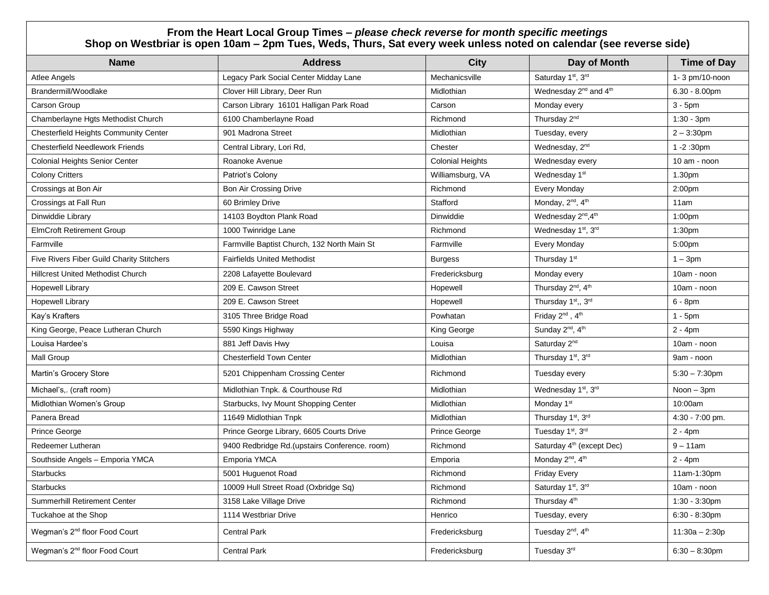**From the Heart Local Group Times – *please check reverse for month specific meetings***
**Shop on Westbriar is open 10am – 2pm Tues, Weds, Thurs, Sat every week unless noted on calendar (see reverse side)**

| Name | Address | City | Day of Month | Time of Day |
|---|---|---|---|---|
| Atlee Angels | Legacy Park Social Center Midday Lane | Mechanicsville | Saturday 1st, 3rd | 1- 3 pm/10-noon |
| Brandermill/Woodlake | Clover Hill Library, Deer Run | Midlothian | Wednesday 2nd and 4th | 6.30 - 8.00pm |
| Carson Group | Carson Library 16101 Halligan Park Road | Carson | Monday every | 3 - 5pm |
| Chamberlayne Hgts Methodist Church | 6100 Chamberlayne Road | Richmond | Thursday 2nd | 1:30 - 3pm |
| Chesterfield Heights Community Center | 901 Madrona Street | Midlothian | Tuesday, every | 2 – 3:30pm |
| Chesterfield Needlework Friends | Central Library, Lori Rd, | Chester | Wednesday, 2nd | 1 -2 :30pm |
| Colonial Heights Senior Center | Roanoke Avenue | Colonial Heights | Wednesday every | 10 am - noon |
| Colony Critters | Patriot's Colony | Williamsburg, VA | Wednesday 1st | 1.30pm |
| Crossings at Bon Air | Bon Air Crossing Drive | Richmond | Every Monday | 2:00pm |
| Crossings at Fall Run | 60 Brimley Drive | Stafford | Monday, 2nd, 4th | 11am |
| Dinwiddie Library | 14103 Boydton Plank Road | Dinwiddie | Wednesday 2nd,4th | 1:00pm |
| ElmCroft Retirement Group | 1000 Twinridge Lane | Richmond | Wednesday 1st, 3rd | 1:30pm |
| Farmville | Farmville Baptist Church, 132 North Main St | Farmville | Every Monday | 5:00pm |
| Five Rivers Fiber Guild Charity Stitchers | Fairfields United Methodist | Burgess | Thursday 1st | 1 – 3pm |
| Hillcrest United Methodist Church | 2208 Lafayette Boulevard | Fredericksburg | Monday every | 10am - noon |
| Hopewell Library | 209 E. Cawson Street | Hopewell | Thursday 2nd, 4th | 10am - noon |
| Hopewell Library | 209 E. Cawson Street | Hopewell | Thursday 1st,, 3rd | 6 - 8pm |
| Kay's Krafters | 3105 Three Bridge Road | Powhatan | Friday 2nd , 4th | 1 - 5pm |
| King George, Peace Lutheran Church | 5590 Kings Highway | King George | Sunday 2nd, 4th | 2 - 4pm |
| Louisa Hardee's | 881 Jeff Davis Hwy | Louisa | Saturday 2nd | 10am - noon |
| Mall Group | Chesterfield Town Center | Midlothian | Thursday 1st, 3rd | 9am - noon |
| Martin's Grocery Store | 5201 Chippenham Crossing Center | Richmond | Tuesday every | 5:30 – 7:30pm |
| Michael's,. (craft room) | Midlothian Tnpk. & Courthouse Rd | Midlothian | Wednesday 1st, 3rd | Noon – 3pm |
| Midlothian Women's Group | Starbucks, Ivy Mount Shopping Center | Midlothian | Monday 1st | 10:00am |
| Panera Bread | 11649 Midlothian Tnpk | Midlothian | Thursday 1st, 3rd | 4:30 - 7:00 pm. |
| Prince George | Prince George Library, 6605 Courts Drive | Prince George | Tuesday 1st, 3rd | 2 - 4pm |
| Redeemer Lutheran | 9400 Redbridge Rd.(upstairs Conference. room) | Richmond | Saturday 4th (except Dec) | 9 – 11am |
| Southside Angels – Emporia YMCA | Emporia YMCA | Emporia | Monday 2nd, 4th | 2 - 4pm |
| Starbucks | 5001 Huguenot Road | Richmond | Friday Every | 11am-1:30pm |
| Starbucks | 10009 Hull Street Road (Oxbridge Sq) | Richmond | Saturday 1st, 3rd | 10am - noon |
| Summerhill Retirement Center | 3158 Lake Village Drive | Richmond | Thursday 4th | 1:30 - 3:30pm |
| Tuckahoe at the Shop | 1114 Westbriar Drive | Henrico | Tuesday, every | 6:30 - 8:30pm |
| Wegman's 2nd floor Food Court | Central Park | Fredericksburg | Tuesday 2nd, 4th | 11:30a – 2:30p |
| Wegman's 2nd floor Food Court | Central Park | Fredericksburg | Tuesday 3rd | 6:30 – 8:30pm |